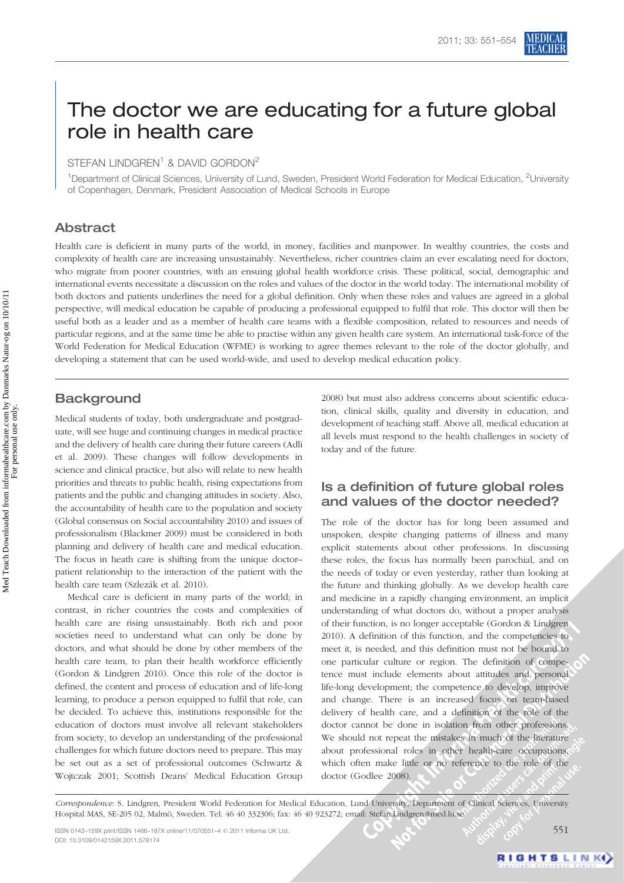# The doctor we are educating for a future global role in health care

STEFAN LINDGREN[1] & DAVID GORDON[2]

[1]Department of Clinical Sciences, University of Lund, Sweden, President World Federation for Medical Education, [2]University of Copenhagen, Denmark, President Association of Medical Schools in Europe

## Abstract

Health care is deficient in many parts of the world, in money, facilities and manpower. In wealthy countries, the costs and complexity of health care are increasing unsustainably. Nevertheless, richer countries claim an ever escalating need for doctors, who migrate from poorer countries, with an ensuing global health workforce crisis. These political, social, demographic and international events necessitate a discussion on the roles and values of the doctor in the world today. The international mobility of both doctors and patients underlines the need for a global definition. Only when these roles and values are agreed in a global perspective, will medical education be capable of producing a professional equipped to fulfil that role. This doctor will then be useful both as a leader and as a member of health care teams with a flexible composition, related to resources and needs of particular regions, and at the same time be able to practise within any given health care system. An international task-force of the World Federation for Medical Education (WFME) is working to agree themes relevant to the role of the doctor globally, and developing a statement that can be used world-wide, and used to develop medical education policy.

## Background

Medical students of today, both undergraduate and postgraduate, will see huge and continuing changes in medical practice and the delivery of health care during their future careers (Adli et al. 2009). These changes will follow developments in science and clinical practice, but also will relate to new health priorities and threats to public health, rising expectations from patients and the public and changing attitudes in society. Also, the accountability of health care to the population and society (Global consensus on Social accountability 2010) and issues of professionalism (Blackmer 2009) must be considered in both planning and delivery of health care and medical education. The focus in heath care is shifting from the unique doctor–patient relationship to the interaction of the patient with the health care team (Szelzák et al. 2010).

Medical care is deficient in many parts of the world; in contrast, in richer countries the costs and complexities of health care are rising unsustainably. Both rich and poor societies need to understand what can only be done by doctors, and what should be done by other members of the health care team, to plan their health workforce efficiently (Gordon & Lindgren 2010). Once this role of the doctor is defined, the content and process of education and of life-long learning, to produce a person equipped to fulfil that role, can be decided. To achieve this, institutions responsible for the education of doctors must involve all relevant stakeholders from society, to develop an understanding of the professional challenges for which future doctors need to prepare. This may be set out as a set of professional outcomes (Schwartz & Wojtczak 2001; Scottish Deans' Medical Education Group 2008) but must also address concerns about scientific education, clinical skills, quality and diversity in education, and development of teaching staff. Above all, medical education at all levels must respond to the health challenges in society of today and of the future.

## Is a definition of future global roles and values of the doctor needed?

The role of the doctor has for long been assumed and unspoken, despite changing patterns of illness and many explicit statements about other professions. In discussing these roles, the focus has normally been parochial, and on the needs of today or even yesterday, rather than looking at the future and thinking globally. As we develop health care and medicine in a rapidly changing environment, an implicit understanding of what doctors do, without a proper analysis of their function, is no longer acceptable (Gordon & Lindgren 2010). A definition of this function, and the competencies to meet it, is needed, and this definition must not be bound to one particular culture or region. The definition of competence must include elements about attitudes and personal life-long development; the competence to develop, improve and change. There is an increased focus on team-based delivery of health care, and a definition of the role of the doctor cannot be done in isolation from other professions. We should not repeat the mistakes in much of the literature about professional roles in other health-care occupations, which often make little or no reference to the role of the doctor (Godlee 2008).

*Correspondence:* S. Lindgren, President World Federation for Medical Education, Lund University, Department of Clinical Sciences, University Hospital MAS, SE-205 02, Malmö, Sweden. Tel: 46 40 332306; fax: 46 40 923272; email: Stefan.Lindgren@med.lu.se

ISSN 0142–159X print/ISSN 1466–187X online/11/070551–4 © 2011 Informa UK Ltd.
DOI: 10.3109/0142159X.2011.578174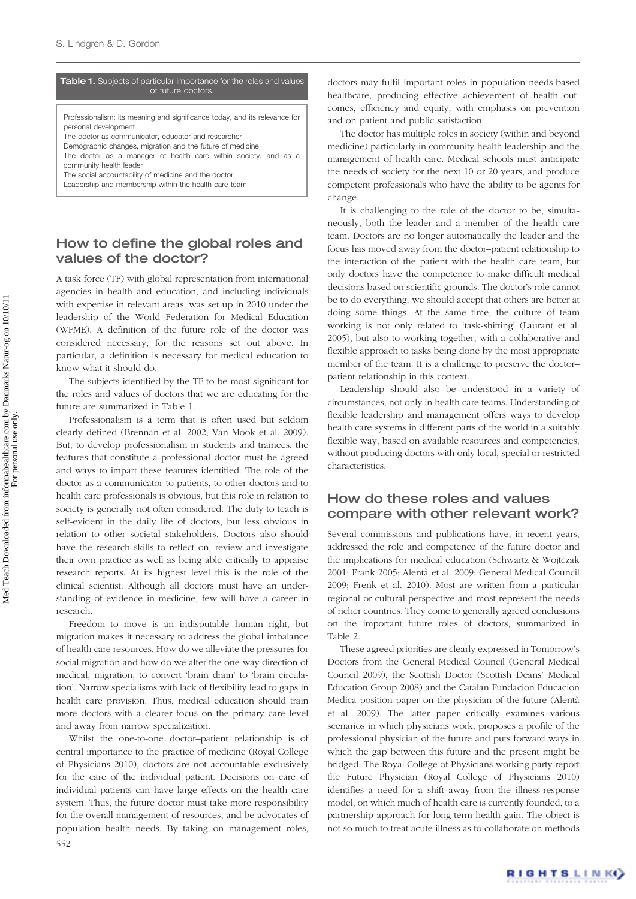**Table 1.** Subjects of particular importance for the roles and values of future doctors.

| |
|---|
| Professionalism; its meaning and significance today, and its relevance for personal development |
| The doctor as communicator, educator and researcher |
| Demographic changes, migration and the future of medicine |
| The doctor as a manager of health care within society, and as a community health leader |
| The social accountability of medicine and the doctor |
| Leadership and membership within the health care team |

## How to define the global roles and values of the doctor?

A task force (TF) with global representation from international agencies in health and education, and including individuals with expertise in relevant areas, was set up in 2010 under the leadership of the World Federation for Medical Education (WFME). A definition of the future role of the doctor was considered necessary, for the reasons set out above. In particular, a definition is necessary for medical education to know what it should do.

The subjects identified by the TF to be most significant for the roles and values of doctors that we are educating for the future are summarized in Table 1.

Professionalism is a term that is often used but seldom clearly defined (Brennan et al. 2002; Van Mook et al. 2009). But, to develop professionalism in students and trainees, the features that constitute a professional doctor must be agreed and ways to impart these features identified. The role of the doctor as a communicator to patients, to other doctors and to health care professionals is obvious, but this role in relation to society is generally not often considered. The duty to teach is self-evident in the daily life of doctors, but less obvious in relation to other societal stakeholders. Doctors also should have the research skills to reflect on, review and investigate their own practice as well as being able critically to appraise research reports. At its highest level this is the role of the clinical scientist. Although all doctors must have an understanding of evidence in medicine, few will have a career in research.

Freedom to move is an indisputable human right, but migration makes it necessary to address the global imbalance of health care resources. How do we alleviate the pressures for social migration and how do we alter the one-way direction of medical, migration, to convert 'brain drain' to 'brain circulation'. Narrow specialisms with lack of flexibility lead to gaps in health care provision. Thus, medical education should train more doctors with a clearer focus on the primary care level and away from narrow specialization.

Whilst the one-to-one doctor–patient relationship is of central importance to the practice of medicine (Royal College of Physicians 2010), doctors are not accountable exclusively for the care of the individual patient. Decisions on care of individual patients can have large effects on the health care system. Thus, the future doctor must take more responsibility for the overall management of resources, and be advocates of population health needs. By taking on management roles, doctors may fulfil important roles in population needs-based healthcare, producing effective achievement of health outcomes, efficiency and equity, with emphasis on prevention and on patient and public satisfaction.

The doctor has multiple roles in society (within and beyond medicine) particularly in community health leadership and the management of health care. Medical schools must anticipate the needs of society for the next 10 or 20 years, and produce competent professionals who have the ability to be agents for change.

It is challenging to the role of the doctor to be, simultaneously, both the leader and a member of the health care team. Doctors are no longer automatically the leader and the focus has moved away from the doctor–patient relationship to the interaction of the patient with the health care team, but only doctors have the competence to make difficult medical decisions based on scientific grounds. The doctor's role cannot be to do everything; we should accept that others are better at doing some things. At the same time, the culture of team working is not only related to 'task-shifting' (Laurant et al. 2005), but also to working together, with a collaborative and flexible approach to tasks being done by the most appropriate member of the team. It is a challenge to preserve the doctor–patient relationship in this context.

Leadership should also be understood in a variety of circumstances, not only in health care teams. Understanding of flexible leadership and management offers ways to develop health care systems in different parts of the world in a suitably flexible way, based on available resources and competencies, without producing doctors with only local, special or restricted characteristics.

## How do these roles and values compare with other relevant work?

Several commissions and publications have, in recent years, addressed the role and competence of the future doctor and the implications for medical education (Schwartz & Wojtczak 2001; Frank 2005; Alentà et al. 2009; General Medical Council 2009; Frenk et al. 2010). Most are written from a particular regional or cultural perspective and most represent the needs of richer countries. They come to generally agreed conclusions on the important future roles of doctors, summarized in Table 2.

These agreed priorities are clearly expressed in Tomorrow's Doctors from the General Medical Council (General Medical Council 2009), the Scottish Doctor (Scottish Deans' Medical Education Group 2008) and the Catalan Fundacion Educacion Medica position paper on the physician of the future (Alentà et al. 2009). The latter paper critically examines various scenarios in which physicians work, proposes a profile of the professional physician of the future and puts forward ways in which the gap between this future and the present might be bridged. The Royal College of Physicians working party report the Future Physician (Royal College of Physicians 2010) identifies a need for a shift away from the illness-response model, on which much of health care is currently founded, to a partnership approach for long-term health gain. The object is not so much to treat acute illness as to collaborate on methods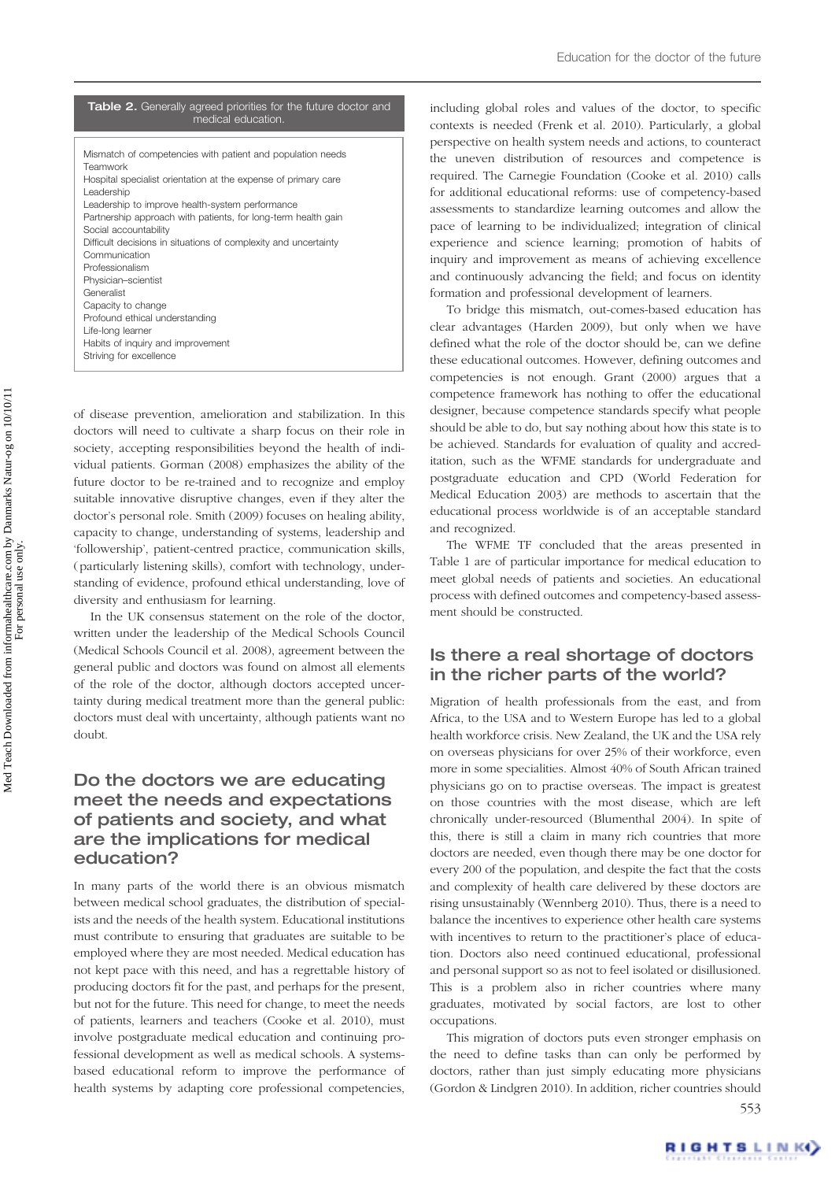**Table 2.** Generally agreed priorities for the future doctor and medical education.

| |
|---|
| Mismatch of competencies with patient and population needs |
| Teamwork |
| Hospital specialist orientation at the expense of primary care |
| Leadership |
| Leadership to improve health-system performance |
| Partnership approach with patients, for long-term health gain |
| Social accountability |
| Difficult decisions in situations of complexity and uncertainty |
| Communication |
| Professionalism |
| Physician–scientist |
| Generalist |
| Capacity to change |
| Profound ethical understanding |
| Life-long learner |
| Habits of inquiry and improvement |
| Striving for excellence |

of disease prevention, amelioration and stabilization. In this doctors will need to cultivate a sharp focus on their role in society, accepting responsibilities beyond the health of individual patients. Gorman (2008) emphasizes the ability of the future doctor to be re-trained and to recognize and employ suitable innovative disruptive changes, even if they alter the doctor's personal role. Smith (2009) focuses on healing ability, capacity to change, understanding of systems, leadership and 'followership', patient-centred practice, communication skills, (particularly listening skills), comfort with technology, understanding of evidence, profound ethical understanding, love of diversity and enthusiasm for learning.

In the UK consensus statement on the role of the doctor, written under the leadership of the Medical Schools Council (Medical Schools Council et al. 2008), agreement between the general public and doctors was found on almost all elements of the role of the doctor, although doctors accepted uncertainty during medical treatment more than the general public: doctors must deal with uncertainty, although patients want no doubt.

## Do the doctors we are educating meet the needs and expectations of patients and society, and what are the implications for medical education?

In many parts of the world there is an obvious mismatch between medical school graduates, the distribution of specialists and the needs of the health system. Educational institutions must contribute to ensuring that graduates are suitable to be employed where they are most needed. Medical education has not kept pace with this need, and has a regrettable history of producing doctors fit for the past, and perhaps for the present, but not for the future. This need for change, to meet the needs of patients, learners and teachers (Cooke et al. 2010), must involve postgraduate medical education and continuing professional development as well as medical schools. A systems-based educational reform to improve the performance of health systems by adapting core professional competencies, including global roles and values of the doctor, to specific contexts is needed (Frenk et al. 2010). Particularly, a global perspective on health system needs and actions, to counteract the uneven distribution of resources and competence is required. The Carnegie Foundation (Cooke et al. 2010) calls for additional educational reforms: use of competency-based assessments to standardize learning outcomes and allow the pace of learning to be individualized; integration of clinical experience and science learning; promotion of habits of inquiry and improvement as means of achieving excellence and continuously advancing the field; and focus on identity formation and professional development of learners.

To bridge this mismatch, out-comes-based education has clear advantages (Harden 2009), but only when we have defined what the role of the doctor should be, can we define these educational outcomes. However, defining outcomes and competencies is not enough. Grant (2000) argues that a competence framework has nothing to offer the educational designer, because competence standards specify what people should be able to do, but say nothing about how this state is to be achieved. Standards for evaluation of quality and accreditation, such as the WFME standards for undergraduate and postgraduate education and CPD (World Federation for Medical Education 2003) are methods to ascertain that the educational process worldwide is of an acceptable standard and recognized.

The WFME TF concluded that the areas presented in Table 1 are of particular importance for medical education to meet global needs of patients and societies. An educational process with defined outcomes and competency-based assessment should be constructed.

## Is there a real shortage of doctors in the richer parts of the world?

Migration of health professionals from the east, and from Africa, to the USA and to Western Europe has led to a global health workforce crisis. New Zealand, the UK and the USA rely on overseas physicians for over 25% of their workforce, even more in some specialities. Almost 40% of South African trained physicians go on to practise overseas. The impact is greatest on those countries with the most disease, which are left chronically under-resourced (Blumenthal 2004). In spite of this, there is still a claim in many rich countries that more doctors are needed, even though there may be one doctor for every 200 of the population, and despite the fact that the costs and complexity of health care delivered by these doctors are rising unsustainably (Wennberg 2010). Thus, there is a need to balance the incentives to experience other health care systems with incentives to return to the practitioner's place of education. Doctors also need continued educational, professional and personal support so as not to feel isolated or disillusioned. This is a problem also in richer countries where many graduates, motivated by social factors, are lost to other occupations.

This migration of doctors puts even stronger emphasis on the need to define tasks than can only be performed by doctors, rather than just simply educating more physicians (Gordon & Lindgren 2010). In addition, richer countries should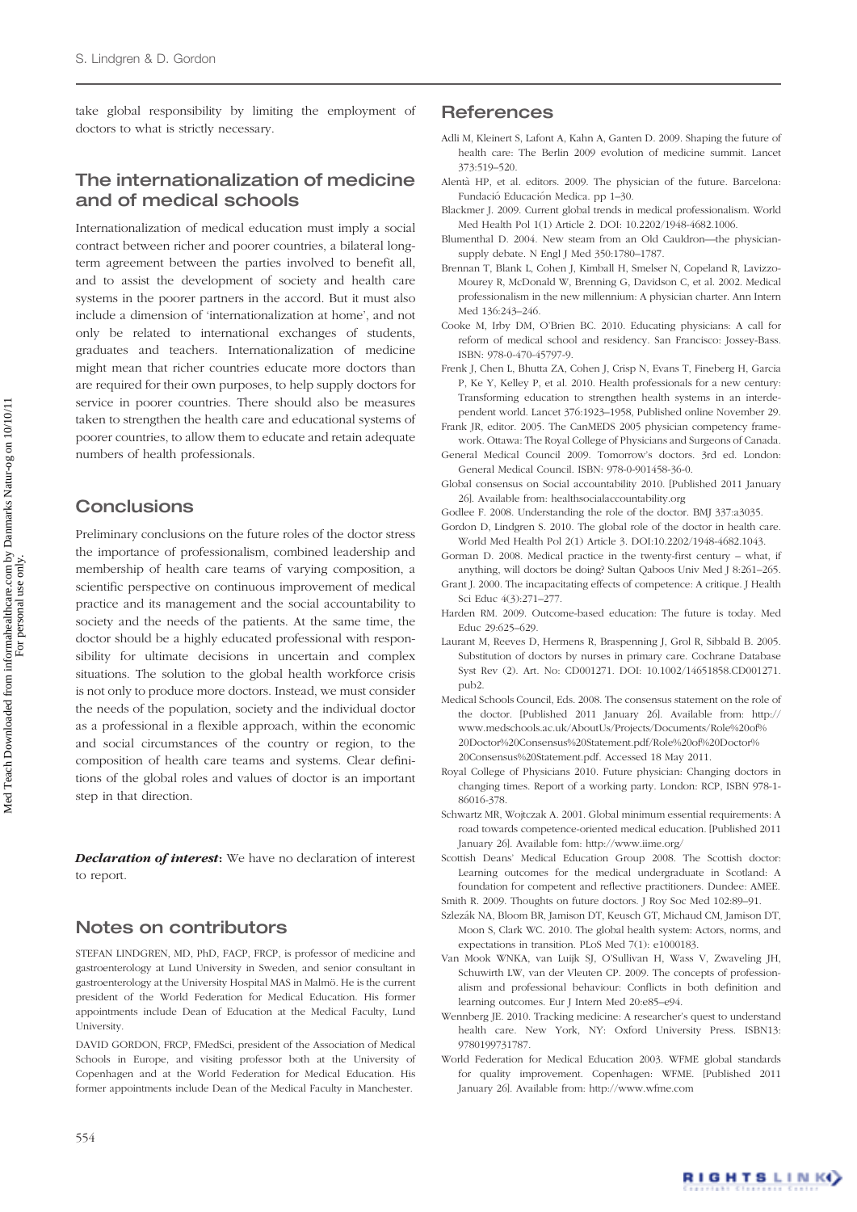take global responsibility by limiting the employment of doctors to what is strictly necessary.

## The internationalization of medicine and of medical schools

Internationalization of medical education must imply a social contract between richer and poorer countries, a bilateral long-term agreement between the parties involved to benefit all, and to assist the development of society and health care systems in the poorer partners in the accord. But it must also include a dimension of 'internationalization at home', and not only be related to international exchanges of students, graduates and teachers. Internationalization of medicine might mean that richer countries educate more doctors than are required for their own purposes, to help supply doctors for service in poorer countries. There should also be measures taken to strengthen the health care and educational systems of poorer countries, to allow them to educate and retain adequate numbers of health professionals.

## Conclusions

Preliminary conclusions on the future roles of the doctor stress the importance of professionalism, combined leadership and membership of health care teams of varying composition, a scientific perspective on continuous improvement of medical practice and its management and the social accountability to society and the needs of the patients. At the same time, the doctor should be a highly educated professional with responsibility for ultimate decisions in uncertain and complex situations. The solution to the global health workforce crisis is not only to produce more doctors. Instead, we must consider the needs of the population, society and the individual doctor as a professional in a flexible approach, within the economic and social circumstances of the country or region, to the composition of health care teams and systems. Clear definitions of the global roles and values of doctor is an important step in that direction.

***Declaration of interest*:** We have no declaration of interest to report.

## Notes on contributors

STEFAN LINDGREN, MD, PhD, FACP, FRCP, is professor of medicine and gastroenterology at Lund University in Sweden, and senior consultant in gastroenterology at the University Hospital MAS in Malmö. He is the current president of the World Federation for Medical Education. His former appointments include Dean of Education at the Medical Faculty, Lund University.

DAVID GORDON, FRCP, FMedSci, president of the Association of Medical Schools in Europe, and visiting professor both at the University of Copenhagen and at the World Federation for Medical Education. His former appointments include Dean of the Medical Faculty in Manchester.

## References

Adli M, Kleinert S, Lafont A, Kahn A, Ganten D. 2009. Shaping the future of health care: The Berlin 2009 evolution of medicine summit. Lancet 373:519–520.

Alentà HP, et al. editors. 2009. The physician of the future. Barcelona: Fundació Educación Medica. pp 1–30.

Blackmer J. 2009. Current global trends in medical professionalism. World Med Health Pol 1(1) Article 2. DOI: 10.2202/1948-4682.1006.

Blumenthal D. 2004. New steam from an Old Cauldron—the physician-supply debate. N Engl J Med 350:1780–1787.

Brennan T, Blank L, Cohen J, Kimball H, Smelser N, Copeland R, Lavizzo-Mourey R, McDonald W, Brenning G, Davidson C, et al. 2002. Medical professionalism in the new millennium: A physician charter. Ann Intern Med 136:243–246.

Cooke M, Irby DM, O'Brien BC. 2010. Educating physicians: A call for reform of medical school and residency. San Francisco: Jossey-Bass. ISBN: 978-0-470-45797-9.

Frenk J, Chen L, Bhutta ZA, Cohen J, Crisp N, Evans T, Fineberg H, Garcia P, Ke Y, Kelley P, et al. 2010. Health professionals for a new century: Transforming education to strengthen health systems in an interdependent world. Lancet 376:1923–1958, Published online November 29.

Frank JR, editor. 2005. The CanMEDS 2005 physician competency framework. Ottawa: The Royal College of Physicians and Surgeons of Canada.

General Medical Council 2009. Tomorrow's doctors. 3rd ed. London: General Medical Council. ISBN: 978-0-901458-36-0.

Global consensus on Social accountability 2010. [Published 2011 January 26]. Available from: healthsocialaccountability.org

Godlee F. 2008. Understanding the role of the doctor. BMJ 337:a3035.

Gordon D, Lindgren S. 2010. The global role of the doctor in health care. World Med Health Pol 2(1) Article 3. DOI:10.2202/1948-4682.1043.

Gorman D. 2008. Medical practice in the twenty-first century – what, if anything, will doctors be doing? Sultan Qaboos Univ Med J 8:261–265.

Grant J. 2000. The incapacitating effects of competence: A critique. J Health Sci Educ 4(3):271–277.

Harden RM. 2009. Outcome-based education: The future is today. Med Educ 29:625–629.

Laurant M, Reeves D, Hermens R, Braspenning J, Grol R, Sibbald B. 2005. Substitution of doctors by nurses in primary care. Cochrane Database Syst Rev (2). Art. No: CD001271. DOI: 10.1002/14651858.CD001271.pub2.

Medical Schools Council, Eds. 2008. The consensus statement on the role of the doctor. [Published 2011 January 26]. Available from: http://www.medschools.ac.uk/AboutUs/Projects/Documents/Role%20of%20Doctor%20Consensus%20Statement.pdf/Role%20of%20Doctor%20Consensus%20Statement.pdf. Accessed 18 May 2011.

Royal College of Physicians 2010. Future physician: Changing doctors in changing times. Report of a working party. London: RCP, ISBN 978-1-86016-378.

Schwartz MR, Wojtczak A. 2001. Global minimum essential requirements: A road towards competence-oriented medical education. [Published 2011 January 26]. Available fom: http://www.iime.org/

Scottish Deans' Medical Education Group 2008. The Scottish doctor: Learning outcomes for the medical undergraduate in Scotland: A foundation for competent and reflective practitioners. Dundee: AMEE.

Smith R. 2009. Thoughts on future doctors. J Roy Soc Med 102:89–91.

Szlezák NA, Bloom BR, Jamison DT, Keusch GT, Michaud CM, Jamison DT, Moon S, Clark WC. 2010. The global health system: Actors, norms, and expectations in transition. PLoS Med 7(1): e1000183.

Van Mook WNKA, van Luijk SJ, O'Sullivan H, Wass V, Zwaveling JH, Schuwirth LW, van der Vleuten CP. 2009. The concepts of professionalism and professional behaviour: Conflicts in both definition and learning outcomes. Eur J Intern Med 20:e85–e94.

Wennberg JE. 2010. Tracking medicine: A researcher's quest to understand health care. New York, NY: Oxford University Press. ISBN13: 9780199731787.

World Federation for Medical Education 2003. WFME global standards for quality improvement. Copenhagen: WFME. [Published 2011 January 26]. Available from: http://www.wfme.com